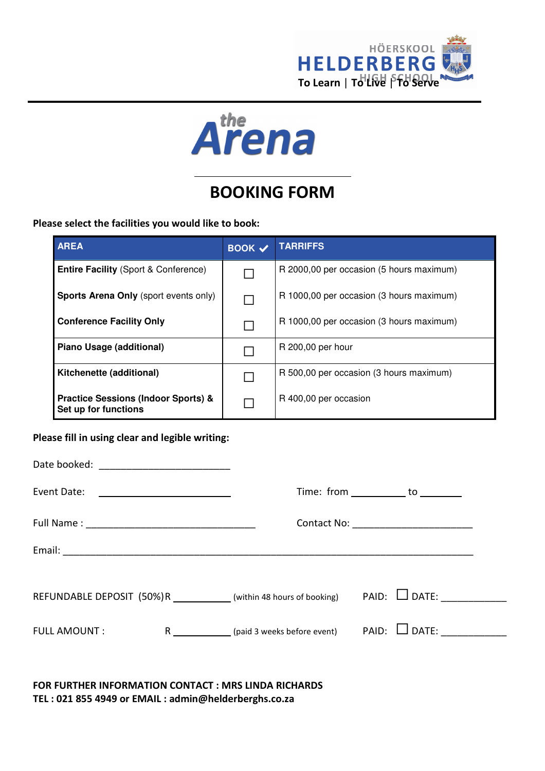HÖERSKOOL **HELDERBERG** HIGH SCHOOL

To Learn | To Live | To Serve

# the Arena

## BOOKING FORM

**Please select the facilities you would like to book:**

| AREA | BOOK ✔ | TARRIFFS |
|---|---|---|
| **Entire Facility** (Sport & Conference) | ☐ | R 2000,00 per occasion (5 hours maximum) |
| **Sports Arena Only** (sport events only) | ☐ | R 1000,00 per occasion (3 hours maximum) |
| **Conference Facility Only** | ☐ | R 1000,00 per occasion (3 hours maximum) |
| **Piano Usage (additional)** | ☐ | R 200,00 per hour |
| **Kitchenette (additional)** | ☐ | R 500,00 per occasion (3 hours maximum) |
| **Practice Sessions (Indoor Sports) & Set up for functions** | ☐ | R 400,00 per occasion |

**Please fill in using clear and legible writing:**

Date booked: ________________________

Event Date: ________________________ Time: from __________ to ________

Full Name : ________________________________ Contact No: ______________________

Email: ____________________________________________________________________________

REFUNDABLE DEPOSIT (50%) R __________ (within 48 hours of booking) PAID: ☐ DATE: ____________

FULL AMOUNT : R __________ (paid 3 weeks before event) PAID: ☐ DATE: ____________

**FOR FURTHER INFORMATION CONTACT : MRS LINDA RICHARDS**
**TEL : 021 855 4949 or EMAIL : admin@helderberghs.co.za**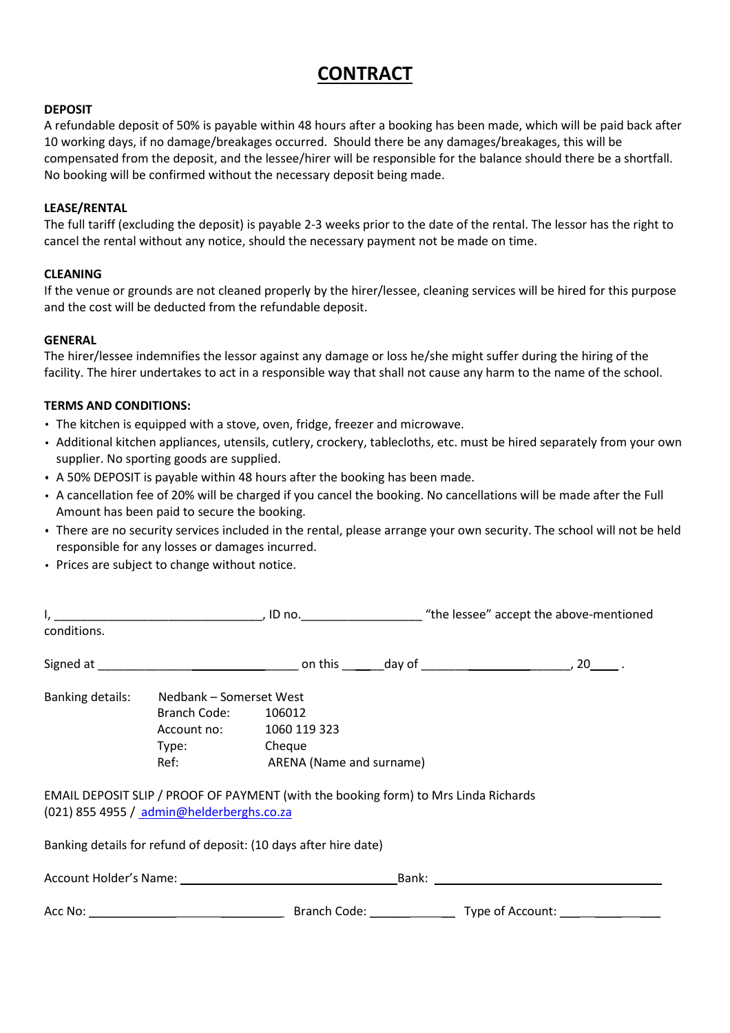# CONTRACT

**DEPOSIT**

A refundable deposit of 50% is payable within 48 hours after a booking has been made, which will be paid back after 10 working days, if no damage/breakages occurred. Should there be any damages/breakages, this will be compensated from the deposit, and the lessee/hirer will be responsible for the balance should there be a shortfall. No booking will be confirmed without the necessary deposit being made.

**LEASE/RENTAL**

The full tariff (excluding the deposit) is payable 2-3 weeks prior to the date of the rental. The lessor has the right to cancel the rental without any notice, should the necessary payment not be made on time.

**CLEANING**

If the venue or grounds are not cleaned properly by the hirer/lessee, cleaning services will be hired for this purpose and the cost will be deducted from the refundable deposit.

**GENERAL**

The hirer/lessee indemnifies the lessor against any damage or loss he/she might suffer during the hiring of the facility. The hirer undertakes to act in a responsible way that shall not cause any harm to the name of the school.

**TERMS AND CONDITIONS:**

- The kitchen is equipped with a stove, oven, fridge, freezer and microwave.
- Additional kitchen appliances, utensils, cutlery, crockery, tablecloths, etc. must be hired separately from your own supplier. No sporting goods are supplied.
- A 50% DEPOSIT is payable within 48 hours after the booking has been made.
- A cancellation fee of 20% will be charged if you cancel the booking. No cancellations will be made after the Full Amount has been paid to secure the booking.
- There are no security services included in the rental, please arrange your own security. The school will not be held responsible for any losses or damages incurred.
- Prices are subject to change without notice.

I, ______________________________, ID no._________________ "the lessee" accept the above-mentioned conditions.

Signed at ______________________________ on this ________day of ______________________, 20____ .

Banking details: Nedbank – Somerset West
Branch Code: 106012
Account no: 1060 119 323
Type: Cheque
Ref: ARENA (Name and surname)

EMAIL DEPOSIT SLIP / PROOF OF PAYMENT (with the booking form) to Mrs Linda Richards
(021) 855 4955 / admin@helderberghs.co.za

Banking details for refund of deposit: (10 days after hire date)

Account Holder's Name: ______________________________ Bank: ______________________________

Acc No: ________________________ Branch Code: ____________ Type of Account: ______________